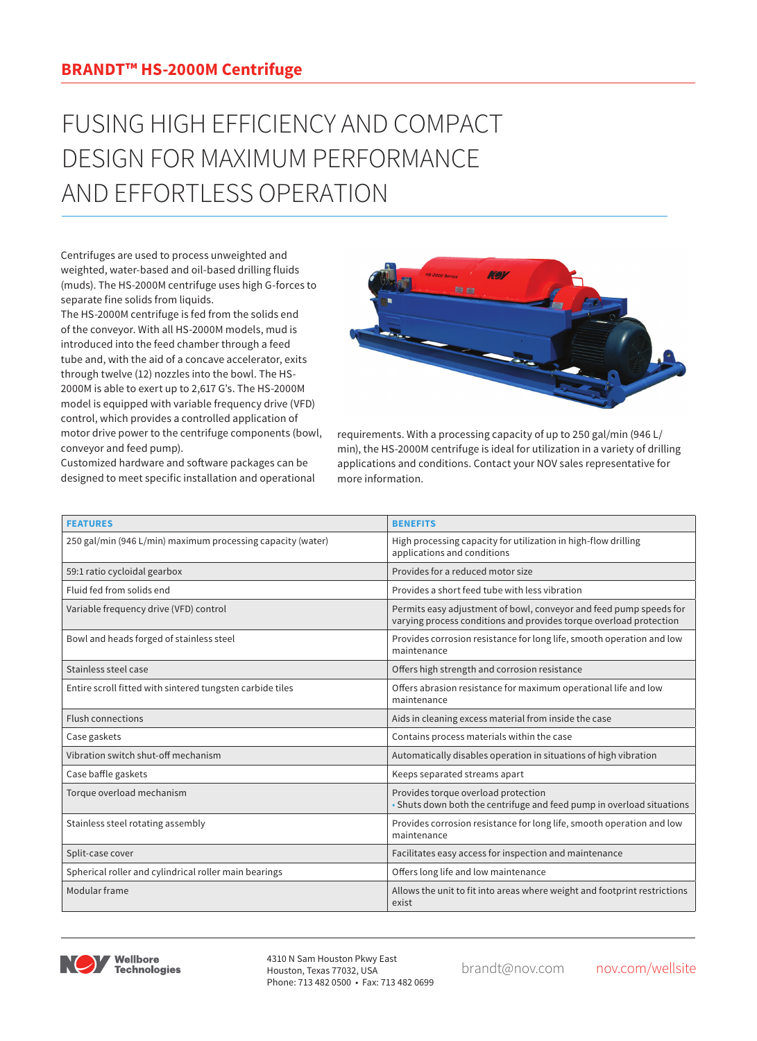## BRANDT™ HS-2000M Centrifuge

# FUSING HIGH EFFICIENCY AND COMPACT DESIGN FOR MAXIMUM PERFORMANCE AND EFFORTLESS OPERATION

Centrifuges are used to process unweighted and weighted, water-based and oil-based drilling fluids (muds). The HS-2000M centrifuge uses high G-forces to separate fine solids from liquids.

The HS-2000M centrifuge is fed from the solids end of the conveyor. With all HS-2000M models, mud is introduced into the feed chamber through a feed tube and, with the aid of a concave accelerator, exits through twelve (12) nozzles into the bowl. The HS-2000M is able to exert up to 2,617 G's. The HS-2000M model is equipped with variable frequency drive (VFD) control, which provides a controlled application of motor drive power to the centrifuge components (bowl, conveyor and feed pump).

Customized hardware and software packages can be designed to meet specific installation and operational requirements. With a processing capacity of up to 250 gal/min (946 L/min), the HS-2000M centrifuge is ideal for utilization in a variety of drilling applications and conditions. Contact your NOV sales representative for more information.

| FEATURES | BENEFITS |
|---|---|
| 250 gal/min (946 L/min) maximum processing capacity (water) | High processing capacity for utilization in high-flow drilling applications and conditions |
| 59:1 ratio cycloidal gearbox | Provides for a reduced motor size |
| Fluid fed from solids end | Provides a short feed tube with less vibration |
| Variable frequency drive (VFD) control | Permits easy adjustment of bowl, conveyor and feed pump speeds for varying process conditions and provides torque overload protection |
| Bowl and heads forged of stainless steel | Provides corrosion resistance for long life, smooth operation and low maintenance |
| Stainless steel case | Offers high strength and corrosion resistance |
| Entire scroll fitted with sintered tungsten carbide tiles | Offers abrasion resistance for maximum operational life and low maintenance |
| Flush connections | Aids in cleaning excess material from inside the case |
| Case gaskets | Contains process materials within the case |
| Vibration switch shut-off mechanism | Automatically disables operation in situations of high vibration |
| Case baffle gaskets | Keeps separated streams apart |
| Torque overload mechanism | Provides torque overload protection<br>• Shuts down both the centrifuge and feed pump in overload situations |
| Stainless steel rotating assembly | Provides corrosion resistance for long life, smooth operation and low maintenance |
| Split-case cover | Facilitates easy access for inspection and maintenance |
| Spherical roller and cylindrical roller main bearings | Offers long life and low maintenance |
| Modular frame | Allows the unit to fit into areas where weight and footprint restrictions exist |

NOV Wellbore Technologies

4310 N Sam Houston Pkwy East
Houston, Texas 77032, USA
Phone: 713 482 0500 • Fax: 713 482 0699

brandt@nov.com

nov.com/wellsite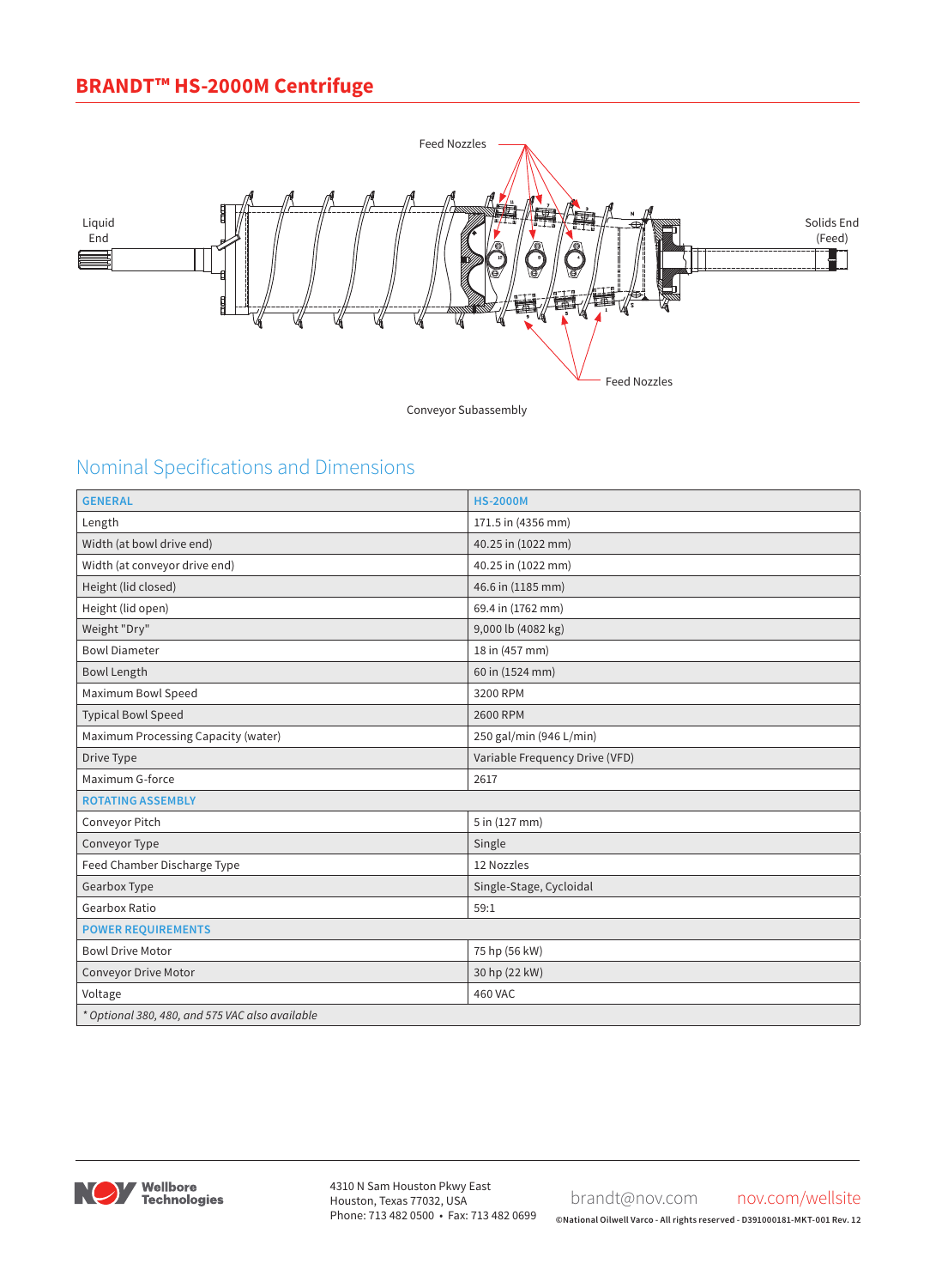# BRANDT™ HS-2000M Centrifuge

Feed Nozzles

Liquid End

Solids End (Feed)

Feed Nozzles

Conveyor Subassembly

## Nominal Specifications and Dimensions

| GENERAL | HS-2000M |
|---|---|
| Length | 171.5 in (4356 mm) |
| Width (at bowl drive end) | 40.25 in (1022 mm) |
| Width (at conveyor drive end) | 40.25 in (1022 mm) |
| Height (lid closed) | 46.6 in (1185 mm) |
| Height (lid open) | 69.4 in (1762 mm) |
| Weight "Dry" | 9,000 lb (4082 kg) |
| Bowl Diameter | 18 in (457 mm) |
| Bowl Length | 60 in (1524 mm) |
| Maximum Bowl Speed | 3200 RPM |
| Typical Bowl Speed | 2600 RPM |
| Maximum Processing Capacity (water) | 250 gal/min (946 L/min) |
| Drive Type | Variable Frequency Drive (VFD) |
| Maximum G-force | 2617 |
| **ROTATING ASSEMBLY** | |
| Conveyor Pitch | 5 in (127 mm) |
| Conveyor Type | Single |
| Feed Chamber Discharge Type | 12 Nozzles |
| Gearbox Type | Single-Stage, Cycloidal |
| Gearbox Ratio | 59:1 |
| **POWER REQUIREMENTS** | |
| Bowl Drive Motor | 75 hp (56 kW) |
| Conveyor Drive Motor | 30 hp (22 kW) |
| Voltage | 460 VAC |
| *\* Optional 380, 480, and 575 VAC also available* | |

NOV Wellbore Technologies

4310 N Sam Houston Pkwy East
Houston, Texas 77032, USA
Phone: 713 482 0500 • Fax: 713 482 0699

brandt@nov.com nov.com/wellsite

©National Oilwell Varco - All rights reserved - D391000181-MKT-001 Rev. 12